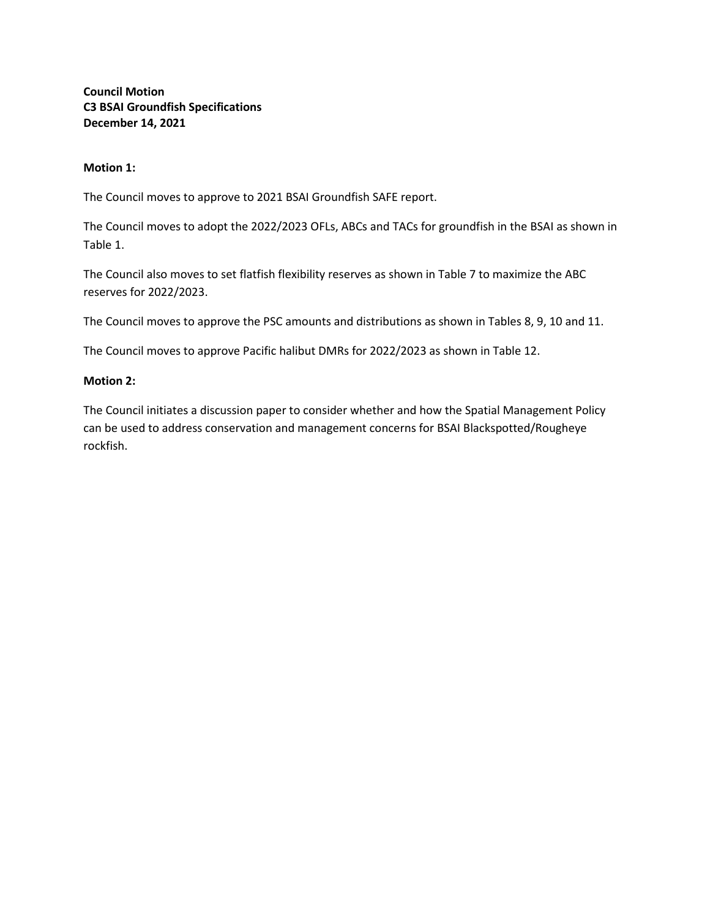**Council Motion**
**C3 BSAI Groundfish Specifications**
**December 14, 2021**

**Motion 1:**

The Council moves to approve to 2021 BSAI Groundfish SAFE report.

The Council moves to adopt the 2022/2023 OFLs, ABCs and TACs for groundfish in the BSAI as shown in Table 1.

The Council also moves to set flatfish flexibility reserves as shown in Table 7 to maximize the ABC reserves for 2022/2023.

The Council moves to approve the PSC amounts and distributions as shown in Tables 8, 9, 10 and 11.

The Council moves to approve Pacific halibut DMRs for 2022/2023 as shown in Table 12.

**Motion 2:**

The Council initiates a discussion paper to consider whether and how the Spatial Management Policy can be used to address conservation and management concerns for BSAI Blackspotted/Rougheye rockfish.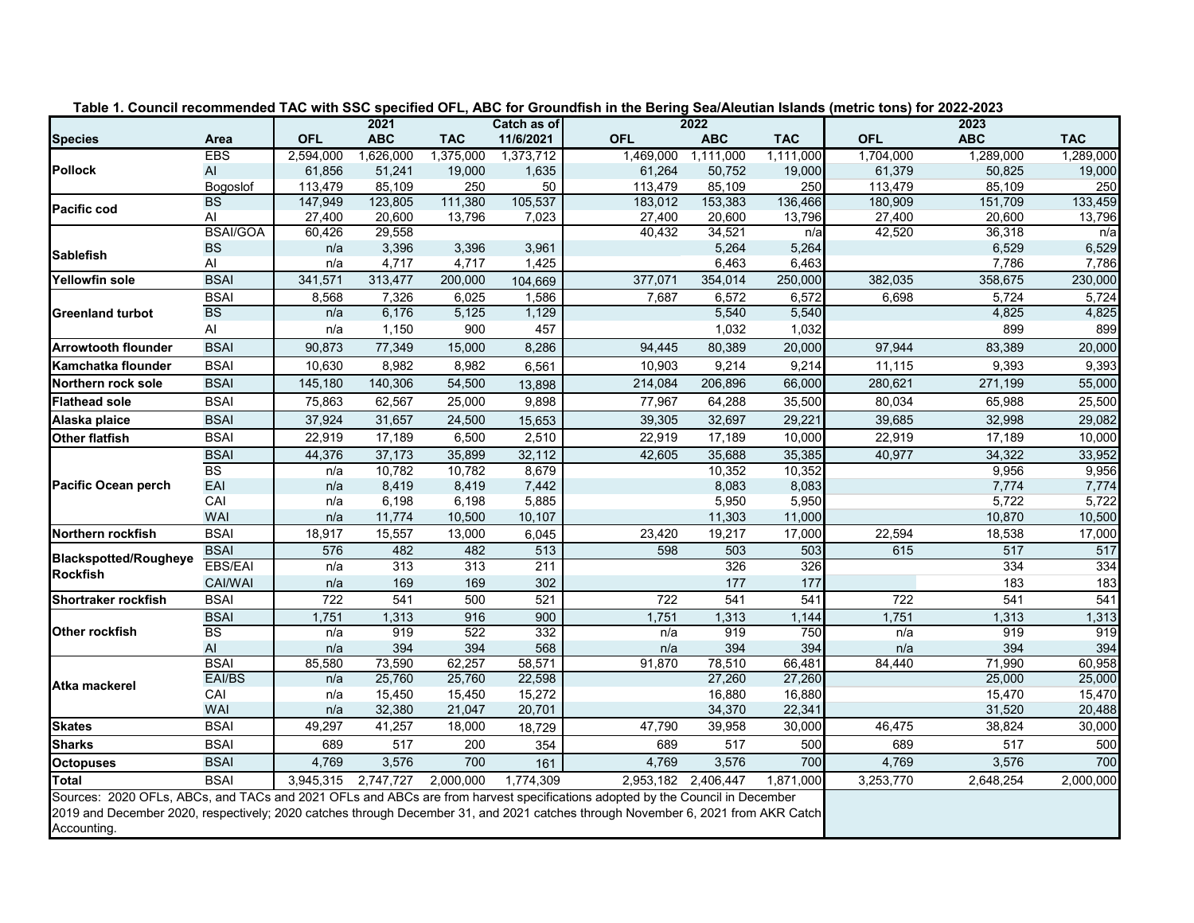**Table 1. Council recommended TAC with SSC specified OFL, ABC for Groundfish in the Bering Sea/Aleutian Islands (metric tons) for 2022-2023**

| Species | Area | 2021 OFL | 2021 ABC | 2021 TAC | Catch as of 11/6/2021 | 2022 OFL | 2022 ABC | 2022 TAC | 2023 OFL | 2023 ABC | 2023 TAC |
|---|---|---|---|---|---|---|---|---|---|---|---|
| Pollock | EBS | 2,594,000 | 1,626,000 | 1,375,000 | 1,373,712 | 1,469,000 | 1,111,000 | 1,111,000 | 1,704,000 | 1,289,000 | 1,289,000 |
| | AI | 61,856 | 51,241 | 19,000 | 1,635 | 61,264 | 50,752 | 19,000 | 61,379 | 50,825 | 19,000 |
| | Bogoslof | 113,479 | 85,109 | 250 | 50 | 113,479 | 85,109 | 250 | 113,479 | 85,109 | 250 |
| Pacific cod | BS | 147,949 | 123,805 | 111,380 | 105,537 | 183,012 | 153,383 | 136,466 | 180,909 | 151,709 | 133,459 |
| | AI | 27,400 | 20,600 | 13,796 | 7,023 | 27,400 | 20,600 | 13,796 | 27,400 | 20,600 | 13,796 |
| Sablefish | BSAI/GOA | 60,426 | 29,558 | | | 40,432 | 34,521 | n/a | 42,520 | 36,318 | n/a |
| | BS | n/a | 3,396 | 3,396 | 3,961 | | 5,264 | 5,264 | | 6,529 | 6,529 |
| | AI | n/a | 4,717 | 4,717 | 1,425 | | 6,463 | 6,463 | | 7,786 | 7,786 |
| Yellowfin sole | BSAI | 341,571 | 313,477 | 200,000 | 104,669 | 377,071 | 354,014 | 250,000 | 382,035 | 358,675 | 230,000 |
| Greenland turbot | BSAI | 8,568 | 7,326 | 6,025 | 1,586 | 7,687 | 6,572 | 6,572 | 6,698 | 5,724 | 5,724 |
| | BS | n/a | 6,176 | 5,125 | 1,129 | | 5,540 | 5,540 | | 4,825 | 4,825 |
| | AI | n/a | 1,150 | 900 | 457 | | 1,032 | 1,032 | | 899 | 899 |
| Arrowtooth flounder | BSAI | 90,873 | 77,349 | 15,000 | 8,286 | 94,445 | 80,389 | 20,000 | 97,944 | 83,389 | 20,000 |
| Kamchatka flounder | BSAI | 10,630 | 8,982 | 8,982 | 6,561 | 10,903 | 9,214 | 9,214 | 11,115 | 9,393 | 9,393 |
| Northern rock sole | BSAI | 145,180 | 140,306 | 54,500 | 13,898 | 214,084 | 206,896 | 66,000 | 280,621 | 271,199 | 55,000 |
| Flathead sole | BSAI | 75,863 | 62,567 | 25,000 | 9,898 | 77,967 | 64,288 | 35,500 | 80,034 | 65,988 | 25,500 |
| Alaska plaice | BSAI | 37,924 | 31,657 | 24,500 | 15,653 | 39,305 | 32,697 | 29,221 | 39,685 | 32,998 | 29,082 |
| Other flatfish | BSAI | 22,919 | 17,189 | 6,500 | 2,510 | 22,919 | 17,189 | 10,000 | 22,919 | 17,189 | 10,000 |
| Pacific Ocean perch | BSAI | 44,376 | 37,173 | 35,899 | 32,112 | 42,605 | 35,688 | 35,385 | 40,977 | 34,322 | 33,952 |
| | BS | n/a | 10,782 | 10,782 | 8,679 | | 10,352 | 10,352 | | 9,956 | 9,956 |
| | EAI | n/a | 8,419 | 8,419 | 7,442 | | 8,083 | 8,083 | | 7,774 | 7,774 |
| | CAI | n/a | 6,198 | 6,198 | 5,885 | | 5,950 | 5,950 | | 5,722 | 5,722 |
| | WAI | n/a | 11,774 | 10,500 | 10,107 | | 11,303 | 11,000 | | 10,870 | 10,500 |
| Northern rockfish | BSAI | 18,917 | 15,557 | 13,000 | 6,045 | 23,420 | 19,217 | 17,000 | 22,594 | 18,538 | 17,000 |
| Blackspotted/Rougheye Rockfish | BSAI | 576 | 482 | 482 | 513 | 598 | 503 | 503 | 615 | 517 | 517 |
| | EBS/EAI | n/a | 313 | 313 | 211 | | 326 | 326 | | 334 | 334 |
| | CAI/WAI | n/a | 169 | 169 | 302 | | 177 | 177 | | 183 | 183 |
| Shortraker rockfish | BSAI | 722 | 541 | 500 | 521 | 722 | 541 | 541 | 722 | 541 | 541 |
| Other rockfish | BSAI | 1,751 | 1,313 | 916 | 900 | 1,751 | 1,313 | 1,144 | 1,751 | 1,313 | 1,313 |
| | BS | n/a | 919 | 522 | 332 | n/a | 919 | 750 | n/a | 919 | 919 |
| | AI | n/a | 394 | 394 | 568 | n/a | 394 | 394 | n/a | 394 | 394 |
| Atka mackerel | BSAI | 85,580 | 73,590 | 62,257 | 58,571 | 91,870 | 78,510 | 66,481 | 84,440 | 71,990 | 60,958 |
| | EAI/BS | n/a | 25,760 | 25,760 | 22,598 | | 27,260 | 27,260 | | 25,000 | 25,000 |
| | CAI | n/a | 15,450 | 15,450 | 15,272 | | 16,880 | 16,880 | | 15,470 | 15,470 |
| | WAI | n/a | 32,380 | 21,047 | 20,701 | | 34,370 | 22,341 | | 31,520 | 20,488 |
| Skates | BSAI | 49,297 | 41,257 | 18,000 | 18,729 | 47,790 | 39,958 | 30,000 | 46,475 | 38,824 | 30,000 |
| Sharks | BSAI | 689 | 517 | 200 | 354 | 689 | 517 | 500 | 689 | 517 | 500 |
| Octopuses | BSAI | 4,769 | 3,576 | 700 | 161 | 4,769 | 3,576 | 700 | 4,769 | 3,576 | 700 |
| Total | BSAI | 3,945,315 | 2,747,727 | 2,000,000 | 1,774,309 | 2,953,182 | 2,406,447 | 1,871,000 | 3,253,770 | 2,648,254 | 2,000,000 |

Sources: 2020 OFLs, ABCs, and TACs and 2021 OFLs and ABCs are from harvest specifications adopted by the Council in December 2019 and December 2020, respectively; 2020 catches through December 31, and 2021 catches through November 6, 2021 from AKR Catch Accounting.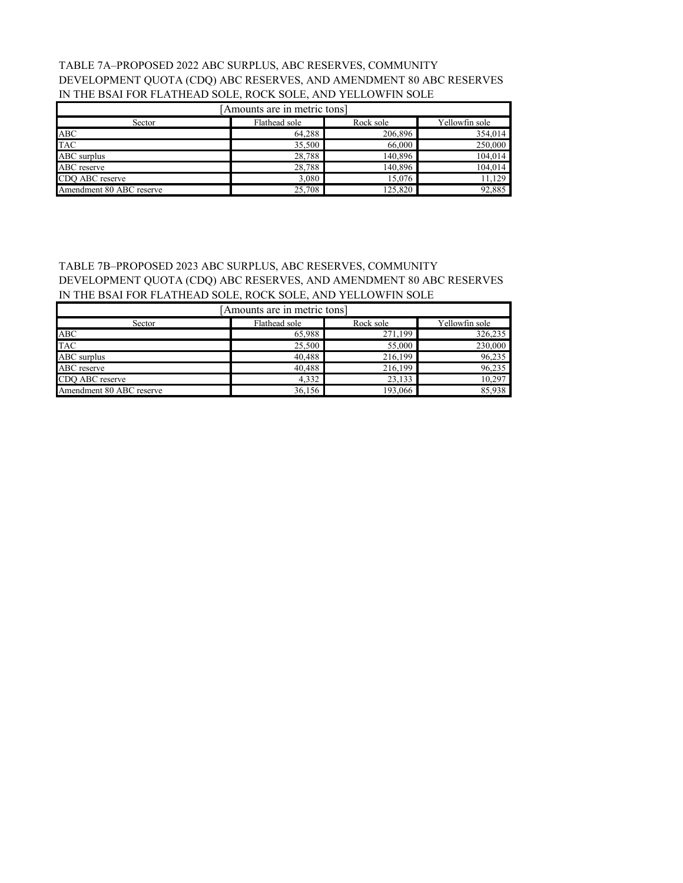TABLE 7A–PROPOSED 2022 ABC SURPLUS, ABC RESERVES, COMMUNITY DEVELOPMENT QUOTA (CDQ) ABC RESERVES, AND AMENDMENT 80 ABC RESERVES IN THE BSAI FOR FLATHEAD SOLE, ROCK SOLE, AND YELLOWFIN SOLE

[Amounts are in metric tons]

| Sector | Flathead sole | Rock sole | Yellowfin sole |
|---|---|---|---|
| ABC | 64,288 | 206,896 | 354,014 |
| TAC | 35,500 | 66,000 | 250,000 |
| ABC surplus | 28,788 | 140,896 | 104,014 |
| ABC reserve | 28,788 | 140,896 | 104,014 |
| CDQ ABC reserve | 3,080 | 15,076 | 11,129 |
| Amendment 80 ABC reserve | 25,708 | 125,820 | 92,885 |

TABLE 7B–PROPOSED 2023 ABC SURPLUS, ABC RESERVES, COMMUNITY DEVELOPMENT QUOTA (CDQ) ABC RESERVES, AND AMENDMENT 80 ABC RESERVES IN THE BSAI FOR FLATHEAD SOLE, ROCK SOLE, AND YELLOWFIN SOLE

[Amounts are in metric tons]

| Sector | Flathead sole | Rock sole | Yellowfin sole |
|---|---|---|---|
| ABC | 65,988 | 271,199 | 326,235 |
| TAC | 25,500 | 55,000 | 230,000 |
| ABC surplus | 40,488 | 216,199 | 96,235 |
| ABC reserve | 40,488 | 216,199 | 96,235 |
| CDQ ABC reserve | 4,332 | 23,133 | 10,297 |
| Amendment 80 ABC reserve | 36,156 | 193,066 | 85,938 |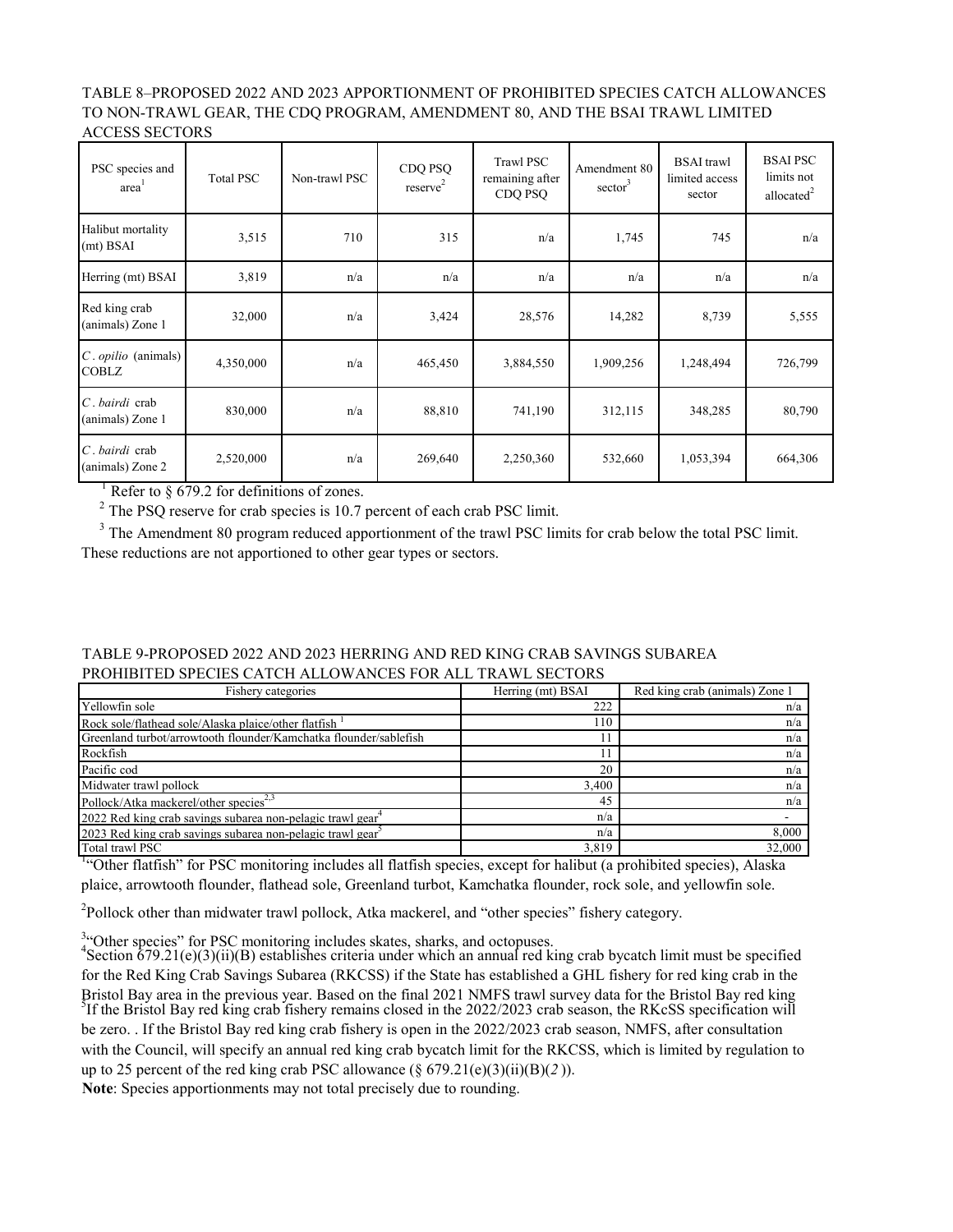TABLE 8–PROPOSED 2022 AND 2023 APPORTIONMENT OF PROHIBITED SPECIES CATCH ALLOWANCES TO NON-TRAWL GEAR, THE CDQ PROGRAM, AMENDMENT 80, AND THE BSAI TRAWL LIMITED ACCESS SECTORS

| PSC species and area[1] | Total PSC | Non-trawl PSC | CDQ PSQ reserve[2] | Trawl PSC remaining after CDQ PSQ | Amendment 80 sector[3] | BSAI trawl limited access sector | BSAI PSC limits not allocated[2] |
|---|---|---|---|---|---|---|---|
| Halibut mortality (mt) BSAI | 3,515 | 710 | 315 | n/a | 1,745 | 745 | n/a |
| Herring (mt) BSAI | 3,819 | n/a | n/a | n/a | n/a | n/a | n/a |
| Red king crab (animals) Zone 1 | 32,000 | n/a | 3,424 | 28,576 | 14,282 | 8,739 | 5,555 |
| *C. opilio* (animals) COBLZ | 4,350,000 | n/a | 465,450 | 3,884,550 | 1,909,256 | 1,248,494 | 726,799 |
| *C. bairdi* crab (animals) Zone 1 | 830,000 | n/a | 88,810 | 741,190 | 312,115 | 348,285 | 80,790 |
| *C. bairdi* crab (animals) Zone 2 | 2,520,000 | n/a | 269,640 | 2,250,360 | 532,660 | 1,053,394 | 664,306 |

[1] Refer to § 679.2 for definitions of zones.

[2] The PSQ reserve for crab species is 10.7 percent of each crab PSC limit.

[3] The Amendment 80 program reduced apportionment of the trawl PSC limits for crab below the total PSC limit. These reductions are not apportioned to other gear types or sectors.

TABLE 9-PROPOSED 2022 AND 2023 HERRING AND RED KING CRAB SAVINGS SUBAREA PROHIBITED SPECIES CATCH ALLOWANCES FOR ALL TRAWL SECTORS

| Fishery categories | Herring (mt) BSAI | Red king crab (animals) Zone 1 |
|---|---|---|
| Yellowfin sole | 222 | n/a |
| Rock sole/flathead sole/Alaska plaice/other flatfish [1] | 110 | n/a |
| Greenland turbot/arrowtooth flounder/Kamchatka flounder/sablefish | 11 | n/a |
| Rockfish | 11 | n/a |
| Pacific cod | 20 | n/a |
| Midwater trawl pollock | 3,400 | n/a |
| Pollock/Atka mackerel/other species[2,3] | 45 | n/a |
| 2022 Red king crab savings subarea non-pelagic trawl gear[4] | n/a | - |
| 2023 Red king crab savings subarea non-pelagic trawl gear[5] | n/a | 8,000 |
| Total trawl PSC | 3,819 | 32,000 |

[1] "Other flatfish" for PSC monitoring includes all flatfish species, except for halibut (a prohibited species), Alaska plaice, arrowtooth flounder, flathead sole, Greenland turbot, Kamchatka flounder, rock sole, and yellowfin sole.

[2] Pollock other than midwater trawl pollock, Atka mackerel, and "other species" fishery category.

[3] "Other species" for PSC monitoring includes skates, sharks, and octopuses.

[4] Section 679.21(e)(3)(ii)(B) establishes criteria under which an annual red king crab bycatch limit must be specified for the Red King Crab Savings Subarea (RKCSS) if the State has established a GHL fishery for red king crab in the Bristol Bay area in the previous year. Based on the final 2021 NMFS trawl survey data for the Bristol Bay red king

[5] If the Bristol Bay red king crab fishery remains closed in the 2022/2023 crab season, the RKcSS specification will be zero. . If the Bristol Bay red king crab fishery is open in the 2022/2023 crab season, NMFS, after consultation with the Council, will specify an annual red king crab bycatch limit for the RKCSS, which is limited by regulation to up to 25 percent of the red king crab PSC allowance (§ 679.21(e)(3)(ii)(B)(*2*)).

**Note**: Species apportionments may not total precisely due to rounding.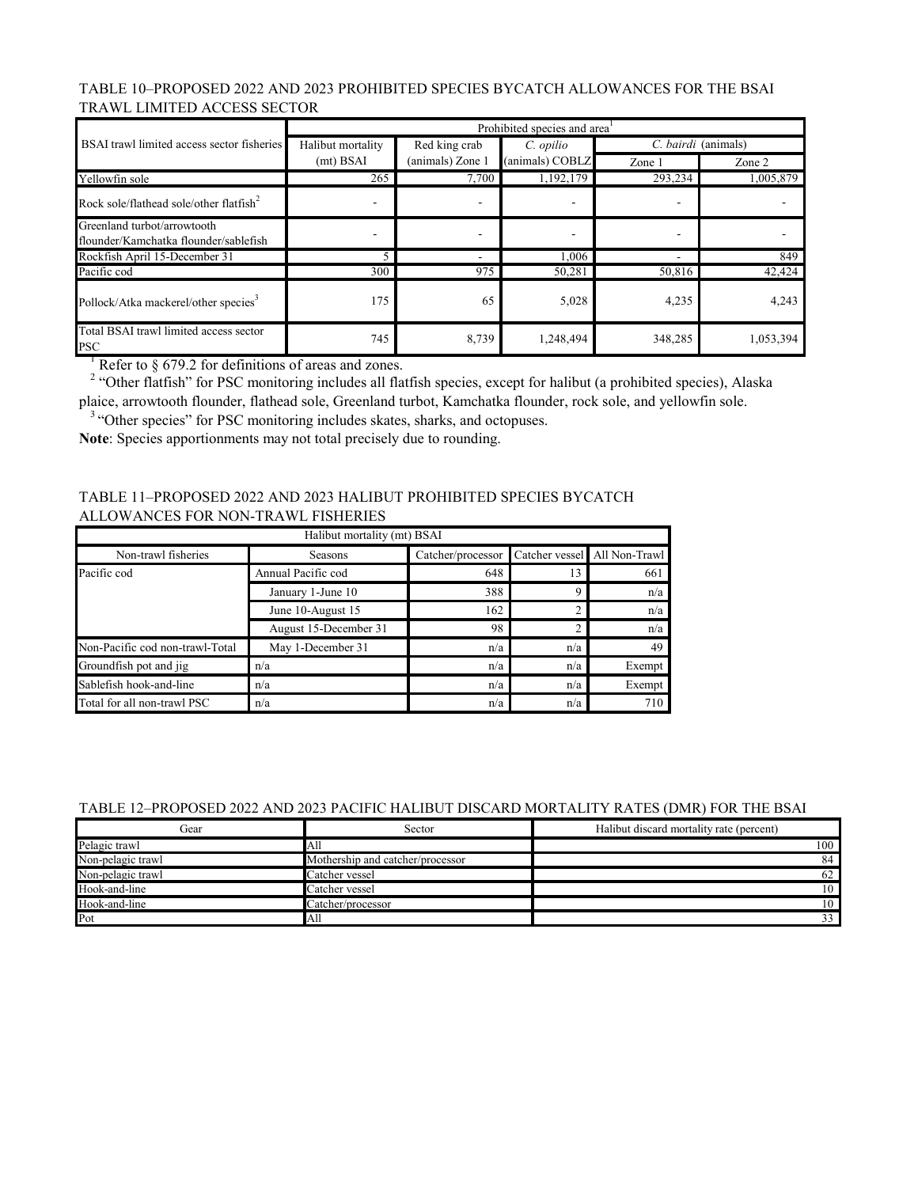TABLE 10–PROPOSED 2022 AND 2023 PROHIBITED SPECIES BYCATCH ALLOWANCES FOR THE BSAI TRAWL LIMITED ACCESS SECTOR

| BSAI trawl limited access sector fisheries | Prohibited species and area[1] | | | | |
|---|---|---|---|---|---|
| | Halibut mortality (mt) BSAI | Red king crab (animals) Zone 1 | *C. opilio* (animals) COBLZ | *C. bairdi* (animals) Zone 1 | *C. bairdi* (animals) Zone 2 |
| Yellowfin sole | 265 | 7,700 | 1,192,179 | 293,234 | 1,005,879 |
| Rock sole/flathead sole/other flatfish[2] | - | - | - | - | - |
| Greenland turbot/arrowtooth flounder/Kamchatka flounder/sablefish | - | - | - | - | - |
| Rockfish April 15-December 31 | 5 | - | 1,006 | - | 849 |
| Pacific cod | 300 | 975 | 50,281 | 50,816 | 42,424 |
| Pollock/Atka mackerel/other species[3] | 175 | 65 | 5,028 | 4,235 | 4,243 |
| Total BSAI trawl limited access sector PSC | 745 | 8,739 | 1,248,494 | 348,285 | 1,053,394 |

[1] Refer to § 679.2 for definitions of areas and zones.

[2] "Other flatfish" for PSC monitoring includes all flatfish species, except for halibut (a prohibited species), Alaska plaice, arrowtooth flounder, flathead sole, Greenland turbot, Kamchatka flounder, rock sole, and yellowfin sole.

[3] "Other species" for PSC monitoring includes skates, sharks, and octopuses.

**Note**: Species apportionments may not total precisely due to rounding.

TABLE 11–PROPOSED 2022 AND 2023 HALIBUT PROHIBITED SPECIES BYCATCH ALLOWANCES FOR NON-TRAWL FISHERIES

| Halibut mortality (mt) BSAI | | | | |
|---|---|---|---|---|
| Non-trawl fisheries | Seasons | Catcher/processor | Catcher vessel | All Non-Trawl |
| Pacific cod | Annual Pacific cod | 648 | 13 | 661 |
| | January 1-June 10 | 388 | 9 | n/a |
| | June 10-August 15 | 162 | 2 | n/a |
| | August 15-December 31 | 98 | 2 | n/a |
| Non-Pacific cod non-trawl-Total | May 1-December 31 | n/a | n/a | 49 |
| Groundfish pot and jig | n/a | n/a | n/a | Exempt |
| Sablefish hook-and-line | n/a | n/a | n/a | Exempt |
| Total for all non-trawl PSC | n/a | n/a | n/a | 710 |

TABLE 12–PROPOSED 2022 AND 2023 PACIFIC HALIBUT DISCARD MORTALITY RATES (DMR) FOR THE BSAI

| Gear | Sector | Halibut discard mortality rate (percent) |
|---|---|---|
| Pelagic trawl | All | 100 |
| Non-pelagic trawl | Mothership and catcher/processor | 84 |
| Non-pelagic trawl | Catcher vessel | 62 |
| Hook-and-line | Catcher vessel | 10 |
| Hook-and-line | Catcher/processor | 10 |
| Pot | All | 33 |